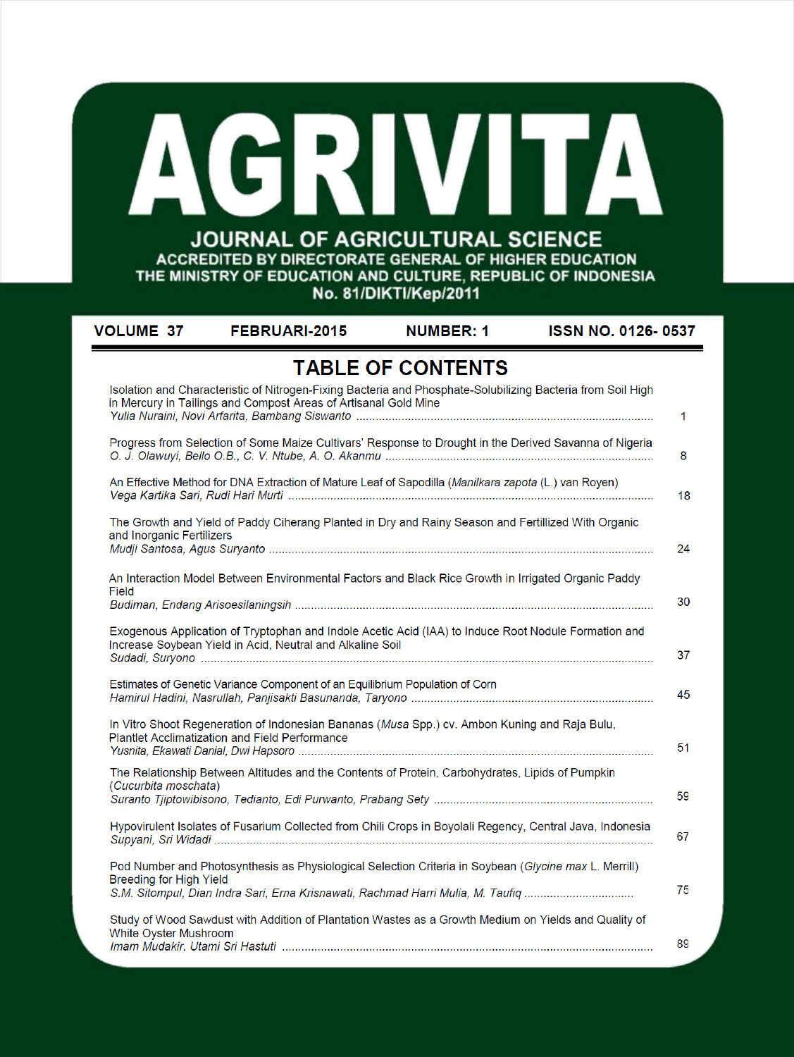# AGRIVITA

## JOURNAL OF AGRICULTURAL SCIENCE

ACCREDITED BY DIRECTORATE GENERAL OF HIGHER EDUCATION
THE MINISTRY OF EDUCATION AND CULTURE, REPUBLIC OF INDONESIA
No. 81/DIKTI/Kep/2011

**VOLUME 37** **FEBRUARI-2015** **NUMBER: 1** **ISSN NO. 0126- 0537**

## TABLE OF CONTENTS

| Title / Authors | Page |
|---|---|
| Isolation and Characteristic of Nitrogen-Fixing Bacteria and Phosphate-Solubilizing Bacteria from Soil High in Mercury in Tailings and Compost Areas of Artisanal Gold Mine<br>*Yulia Nuraini, Novi Arfarita, Bambang Siswanto* | 1 |
| Progress from Selection of Some Maize Cultivars' Response to Drought in the Derived Savanna of Nigeria<br>*O. J. Olawuyi, Bello O.B., C. V. Ntube, A. O. Akanmu* | 8 |
| An Effective Method for DNA Extraction of Mature Leaf of Sapodilla (*Manilkara zapota* (L.) van Royen)<br>*Vega Kartika Sari, Rudi Hari Murti* | 18 |
| The Growth and Yield of Paddy Ciherang Planted in Dry and Rainy Season and Fertillized With Organic and Inorganic Fertilizers<br>*Mudji Santosa, Agus Suryanto* | 24 |
| An Interaction Model Between Environmental Factors and Black Rice Growth in Irrigated Organic Paddy Field<br>*Budiman, Endang Arisoesilaningsih* | 30 |
| Exogenous Application of Tryptophan and Indole Acetic Acid (IAA) to Induce Root Nodule Formation and Increase Soybean Yield in Acid, Neutral and Alkaline Soil<br>*Sudadi, Suryono* | 37 |
| Estimates of Genetic Variance Component of an Equilibrium Population of Corn<br>*Hamirul Hadini, Nasrullah, Panjisakti Basunanda, Taryono* | 45 |
| In Vitro Shoot Regeneration of Indonesian Bananas (*Musa* Spp.) cv. Ambon Kuning and Raja Bulu, Plantlet Acclimatization and Field Performance<br>*Yusnita, Ekawati Danial, Dwi Hapsoro* | 51 |
| The Relationship Between Altitudes and the Contents of Protein, Carbohydrates, Lipids of Pumpkin (*Cucurbita moschata*)<br>*Suranto Tjiptowibisono, Tedianto, Edi Purwanto, Prabang Sety* | 59 |
| Hypovirulent Isolates of Fusarium Collected from Chili Crops in Boyolali Regency, Central Java, Indonesia<br>*Supyani, Sri Widadi* | 67 |
| Pod Number and Photosynthesis as Physiological Selection Criteria in Soybean (*Glycine max* L. Merrill) Breeding for High Yield<br>*S.M. Sitompul, Dian Indra Sari, Erna Krisnawati, Rachmad Harri Mulia, M. Taufiq* | 75 |
| Study of Wood Sawdust with Addition of Plantation Wastes as a Growth Medium on Yields and Quality of White Oyster Mushroom<br>*Imam Mudakir, Utami Sri Hastuti* | 89 |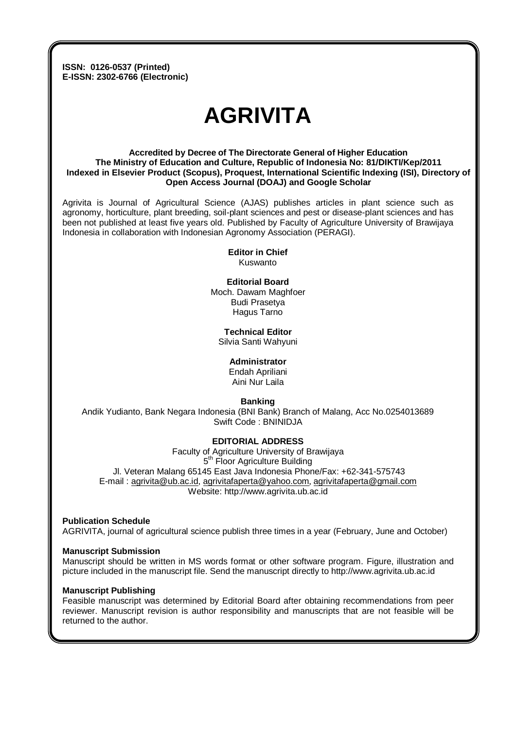**ISSN: 0126-0537 (Printed)**
**E-ISSN: 2302-6766 (Electronic)**

# AGRIVITA

**Accredited by Decree of The Directorate General of Higher Education**
**The Ministry of Education and Culture, Republic of Indonesia No: 81/DIKTI/Kep/2011**
**Indexed in Elsevier Product (Scopus), Proquest, International Scientific Indexing (ISI), Directory of Open Access Journal (DOAJ) and Google Scholar**

Agrivita is Journal of Agricultural Science (AJAS) publishes articles in plant science such as agronomy, horticulture, plant breeding, soil-plant sciences and pest or disease-plant sciences and has been not published at least five years old. Published by Faculty of Agriculture University of Brawijaya Indonesia in collaboration with Indonesian Agronomy Association (PERAGI).

**Editor in Chief**
Kuswanto

**Editorial Board**
Moch. Dawam Maghfoer
Budi Prasetya
Hagus Tarno

**Technical Editor**
Silvia Santi Wahyuni

**Administrator**
Endah Apriliani
Aini Nur Laila

**Banking**
Andik Yudianto, Bank Negara Indonesia (BNI Bank) Branch of Malang, Acc No.0254013689
Swift Code : BNINIDJA

**EDITORIAL ADDRESS**
Faculty of Agriculture University of Brawijaya
5th Floor Agriculture Building
Jl. Veteran Malang 65145 East Java Indonesia Phone/Fax: +62-341-575743
E-mail : agrivita@ub.ac.id, agrivitafaperta@yahoo.com, agrivitafaperta@gmail.com
Website: http://www.agrivita.ub.ac.id

**Publication Schedule**
AGRIVITA, journal of agricultural science publish three times in a year (February, June and October)

**Manuscript Submission**
Manuscript should be written in MS words format or other software program. Figure, illustration and picture included in the manuscript file. Send the manuscript directly to http://www.agrivita.ub.ac.id

**Manuscript Publishing**
Feasible manuscript was determined by Editorial Board after obtaining recommendations from peer reviewer. Manuscript revision is author responsibility and manuscripts that are not feasible will be returned to the author.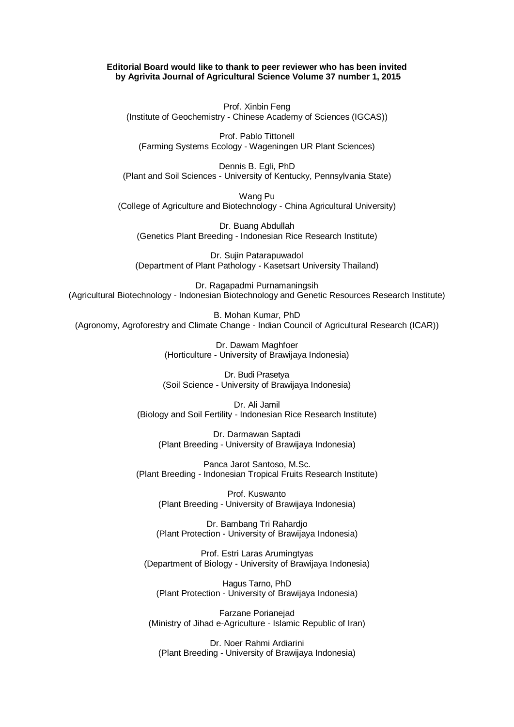**Editorial Board would like to thank to peer reviewer who has been invited by Agrivita Journal of Agricultural Science Volume 37 number 1, 2015**

Prof. Xinbin Feng  
(Institute of Geochemistry - Chinese Academy of Sciences (IGCAS))

Prof. Pablo Tittonell  
(Farming Systems Ecology - Wageningen UR Plant Sciences)

Dennis B. Egli, PhD  
(Plant and Soil Sciences - University of Kentucky, Pennsylvania State)

Wang Pu  
(College of Agriculture and Biotechnology - China Agricultural University)

Dr. Buang Abdullah  
(Genetics Plant Breeding - Indonesian Rice Research Institute)

Dr. Sujin Patarapuwadol  
(Department of Plant Pathology - Kasetsart University Thailand)

Dr. Ragapadmi Purnamaningsih  
(Agricultural Biotechnology - Indonesian Biotechnology and Genetic Resources Research Institute)

B. Mohan Kumar, PhD  
(Agronomy, Agroforestry and Climate Change - Indian Council of Agricultural Research (ICAR))

Dr. Dawam Maghfoer  
(Horticulture - University of Brawijaya Indonesia)

Dr. Budi Prasetya  
(Soil Science - University of Brawijaya Indonesia)

Dr. Ali Jamil  
(Biology and Soil Fertility - Indonesian Rice Research Institute)

Dr. Darmawan Saptadi  
(Plant Breeding - University of Brawijaya Indonesia)

Panca Jarot Santoso, M.Sc.  
(Plant Breeding - Indonesian Tropical Fruits Research Institute)

Prof. Kuswanto  
(Plant Breeding - University of Brawijaya Indonesia)

Dr. Bambang Tri Rahardjo  
(Plant Protection - University of Brawijaya Indonesia)

Prof. Estri Laras Arumingtyas  
(Department of Biology - University of Brawijaya Indonesia)

Hagus Tarno, PhD  
(Plant Protection - University of Brawijaya Indonesia)

Farzane Porianejad  
(Ministry of Jihad e-Agriculture - Islamic Republic of Iran)

Dr. Noer Rahmi Ardiarini  
(Plant Breeding - University of Brawijaya Indonesia)